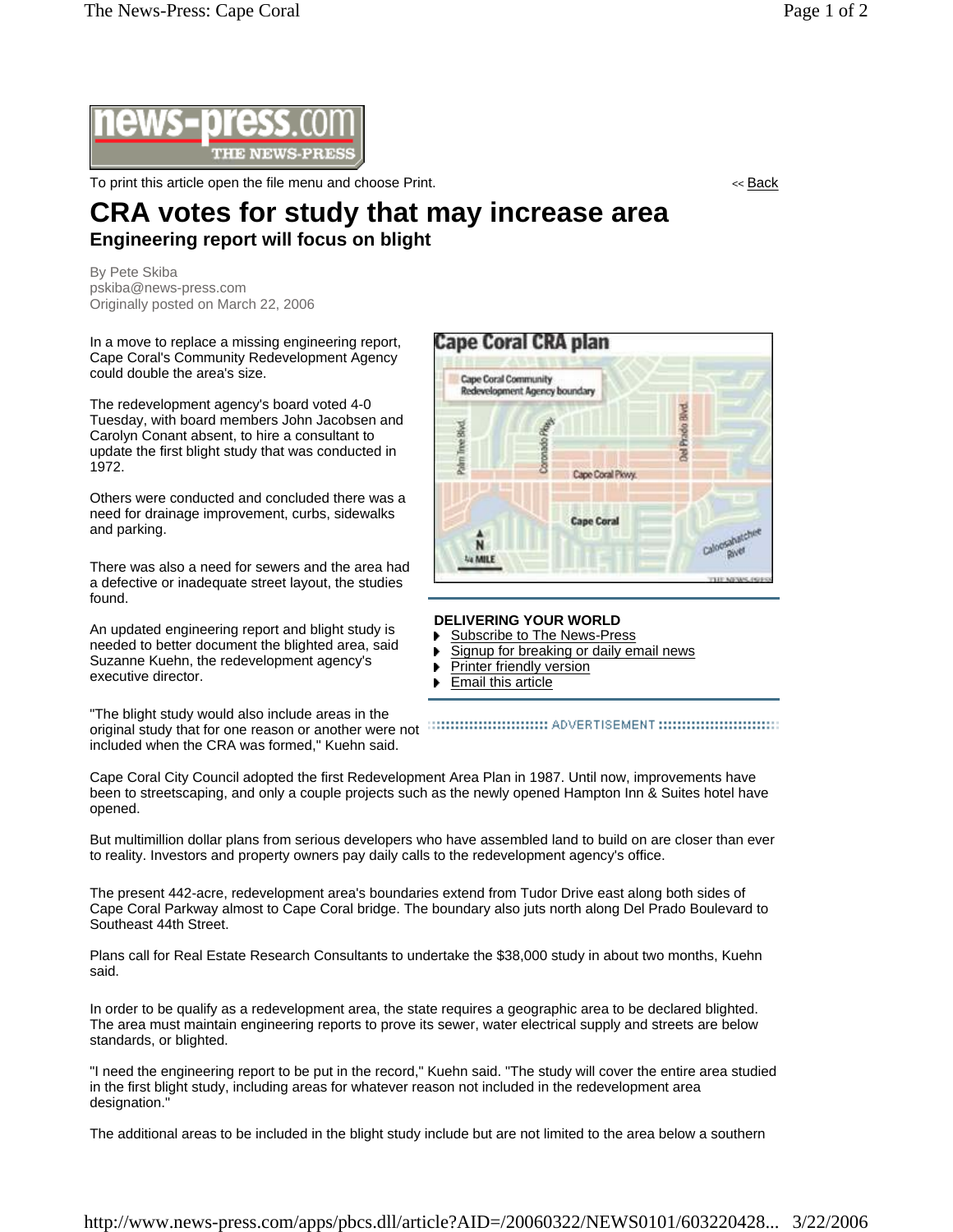To print this article open the file menu and choose Print.

<< Back

# CRA votes for study that may increase area

## Engineering report will focus on blight

By Pete Skiba
pskiba@news-press.com
Originally posted on March 22, 2006

In a move to replace a missing engineering report, Cape Coral's Community Redevelopment Agency could double the area's size.

The redevelopment agency's board voted 4-0 Tuesday, with board members John Jacobsen and Carolyn Conant absent, to hire a consultant to update the first blight study that was conducted in 1972.

Others were conducted and concluded there was a need for drainage improvement, curbs, sidewalks and parking.

There was also a need for sewers and the area had a defective or inadequate street layout, the studies found.

An updated engineering report and blight study is needed to better document the blighted area, said Suzanne Kuehn, the redevelopment agency's executive director.

"The blight study would also include areas in the original study that for one reason or another were not included when the CRA was formed," Kuehn said.

**DELIVERING YOUR WORLD**

- Subscribe to The News-Press
- Signup for breaking or daily email news
- Printer friendly version
- Email this article

ADVERTISEMENT

Cape Coral City Council adopted the first Redevelopment Area Plan in 1987. Until now, improvements have been to streetscaping, and only a couple projects such as the newly opened Hampton Inn & Suites hotel have opened.

But multimillion dollar plans from serious developers who have assembled land to build on are closer than ever to reality. Investors and property owners pay daily calls to the redevelopment agency's office.

The present 442-acre, redevelopment area's boundaries extend from Tudor Drive east along both sides of Cape Coral Parkway almost to Cape Coral bridge. The boundary also juts north along Del Prado Boulevard to Southeast 44th Street.

Plans call for Real Estate Research Consultants to undertake the $38,000 study in about two months, Kuehn said.

In order to be qualify as a redevelopment area, the state requires a geographic area to be declared blighted. The area must maintain engineering reports to prove its sewer, water electrical supply and streets are below standards, or blighted.

"I need the engineering report to be put in the record," Kuehn said. "The study will cover the entire area studied in the first blight study, including areas for whatever reason not included in the redevelopment area designation."

The additional areas to be included in the blight study include but are not limited to the area below a southern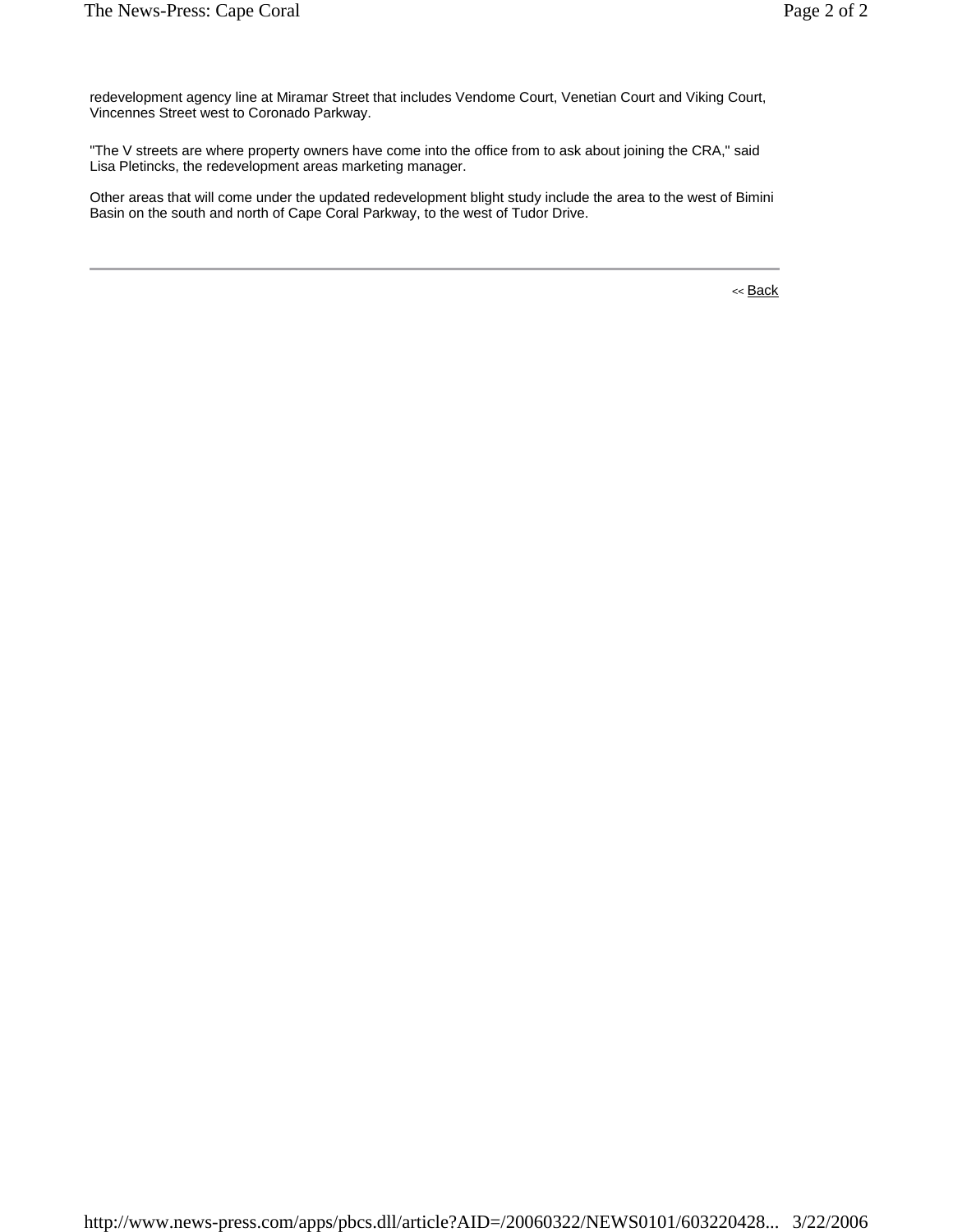redevelopment agency line at Miramar Street that includes Vendome Court, Venetian Court and Viking Court, Vincennes Street west to Coronado Parkway.

"The V streets are where property owners have come into the office from to ask about joining the CRA," said Lisa Pletincks, the redevelopment areas marketing manager.

Other areas that will come under the updated redevelopment blight study include the area to the west of Bimini Basin on the south and north of Cape Coral Parkway, to the west of Tudor Drive.

---

<< Back